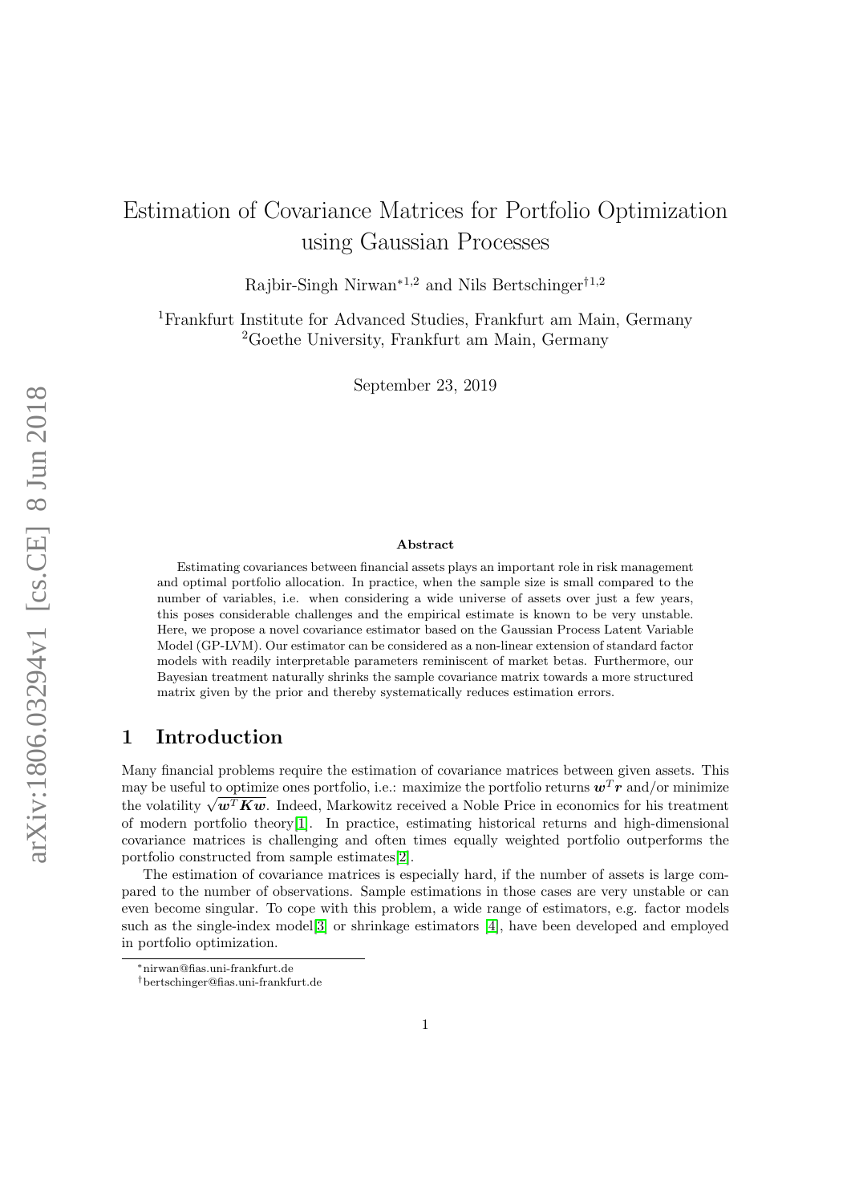# Estimation of Covariance Matrices for Portfolio Optimization using Gaussian Processes

Rajbir-Singh Nirwan[*1,2] and Nils Bertschinger[†1,2]

[1]Frankfurt Institute for Advanced Studies, Frankfurt am Main, Germany
[2]Goethe University, Frankfurt am Main, Germany

September 23, 2019

### Abstract

Estimating covariances between financial assets plays an important role in risk management and optimal portfolio allocation. In practice, when the sample size is small compared to the number of variables, i.e. when considering a wide universe of assets over just a few years, this poses considerable challenges and the empirical estimate is known to be very unstable. Here, we propose a novel covariance estimator based on the Gaussian Process Latent Variable Model (GP-LVM). Our estimator can be considered as a non-linear extension of standard factor models with readily interpretable parameters reminiscent of market betas. Furthermore, our Bayesian treatment naturally shrinks the sample covariance matrix towards a more structured matrix given by the prior and thereby systematically reduces estimation errors.

## 1 Introduction

Many financial problems require the estimation of covariance matrices between given assets. This may be useful to optimize ones portfolio, i.e.: maximize the portfolio returns $\boldsymbol{w}^T\boldsymbol{r}$ and/or minimize the volatility $\sqrt{\boldsymbol{w}^T\boldsymbol{K}\boldsymbol{w}}$. Indeed, Markowitz received a Noble Price in economics for his treatment of modern portfolio theory[1]. In practice, estimating historical returns and high-dimensional covariance matrices is challenging and often times equally weighted portfolio outperforms the portfolio constructed from sample estimates[2].

The estimation of covariance matrices is especially hard, if the number of assets is large compared to the number of observations. Sample estimations in those cases are very unstable or can even become singular. To cope with this problem, a wide range of estimators, e.g. factor models such as the single-index model[3] or shrinkage estimators [4], have been developed and employed in portfolio optimization.

*nirwan@fias.uni-frankfurt.de
†bertschinger@fias.uni-frankfurt.de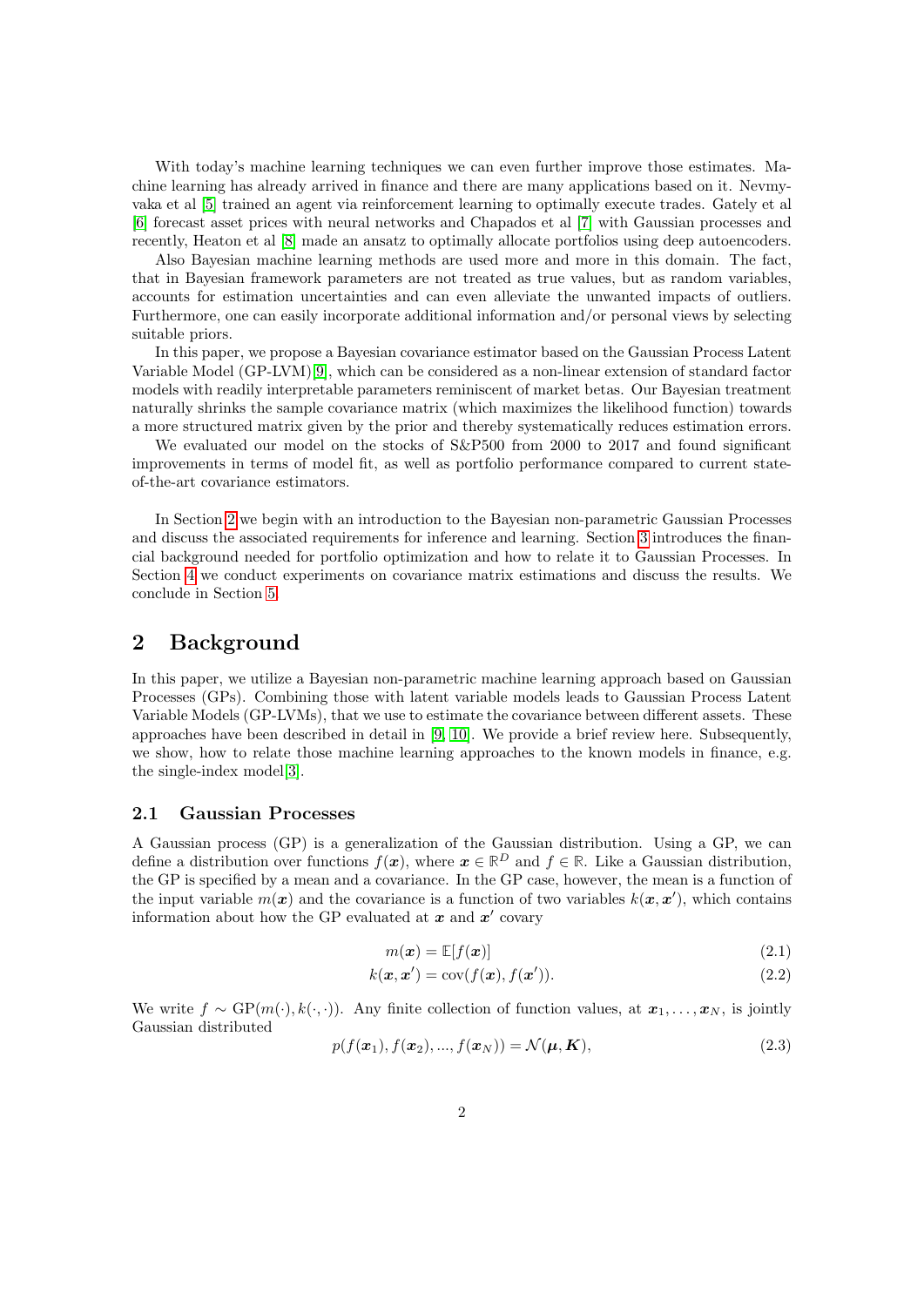With today's machine learning techniques we can even further improve those estimates. Machine learning has already arrived in finance and there are many applications based on it. Nevmyvaka et al [5] trained an agent via reinforcement learning to optimally execute trades. Gately et al [6] forecast asset prices with neural networks and Chapados et al [7] with Gaussian processes and recently, Heaton et al [8] made an ansatz to optimally allocate portfolios using deep autoencoders.

Also Bayesian machine learning methods are used more and more in this domain. The fact, that in Bayesian framework parameters are not treated as true values, but as random variables, accounts for estimation uncertainties and can even alleviate the unwanted impacts of outliers. Furthermore, one can easily incorporate additional information and/or personal views by selecting suitable priors.

In this paper, we propose a Bayesian covariance estimator based on the Gaussian Process Latent Variable Model (GP-LVM)[9], which can be considered as a non-linear extension of standard factor models with readily interpretable parameters reminiscent of market betas. Our Bayesian treatment naturally shrinks the sample covariance matrix (which maximizes the likelihood function) towards a more structured matrix given by the prior and thereby systematically reduces estimation errors.

We evaluated our model on the stocks of S&P500 from 2000 to 2017 and found significant improvements in terms of model fit, as well as portfolio performance compared to current state-of-the-art covariance estimators.

In Section 2 we begin with an introduction to the Bayesian non-parametric Gaussian Processes and discuss the associated requirements for inference and learning. Section 3 introduces the financial background needed for portfolio optimization and how to relate it to Gaussian Processes. In Section 4 we conduct experiments on covariance matrix estimations and discuss the results. We conclude in Section 5.

## 2 Background

In this paper, we utilize a Bayesian non-parametric machine learning approach based on Gaussian Processes (GPs). Combining those with latent variable models leads to Gaussian Process Latent Variable Models (GP-LVMs), that we use to estimate the covariance between different assets. These approaches have been described in detail in [9, 10]. We provide a brief review here. Subsequently, we show, how to relate those machine learning approaches to the known models in finance, e.g. the single-index model[3].

### 2.1 Gaussian Processes

A Gaussian process (GP) is a generalization of the Gaussian distribution. Using a GP, we can define a distribution over functions $f(\boldsymbol{x})$, where $\boldsymbol{x} \in \mathbb{R}^D$ and $f \in \mathbb{R}$. Like a Gaussian distribution, the GP is specified by a mean and a covariance. In the GP case, however, the mean is a function of the input variable $m(\boldsymbol{x})$ and the covariance is a function of two variables $k(\boldsymbol{x}, \boldsymbol{x}')$, which contains information about how the GP evaluated at $\boldsymbol{x}$ and $\boldsymbol{x}'$ covary

$$m(\boldsymbol{x}) = \mathbb{E}[f(\boldsymbol{x})] \tag{2.1}$$

$$k(\boldsymbol{x}, \boldsymbol{x}') = \mathrm{cov}(f(\boldsymbol{x}), f(\boldsymbol{x}')). \tag{2.2}$$

We write $f \sim \mathrm{GP}(m(\cdot), k(\cdot, \cdot))$. Any finite collection of function values, at $\boldsymbol{x}_1, \ldots, \boldsymbol{x}_N$, is jointly Gaussian distributed

$$p(f(\boldsymbol{x}_1), f(\boldsymbol{x}_2), ..., f(\boldsymbol{x}_N)) = \mathcal{N}(\boldsymbol{\mu}, \boldsymbol{K}), \tag{2.3}$$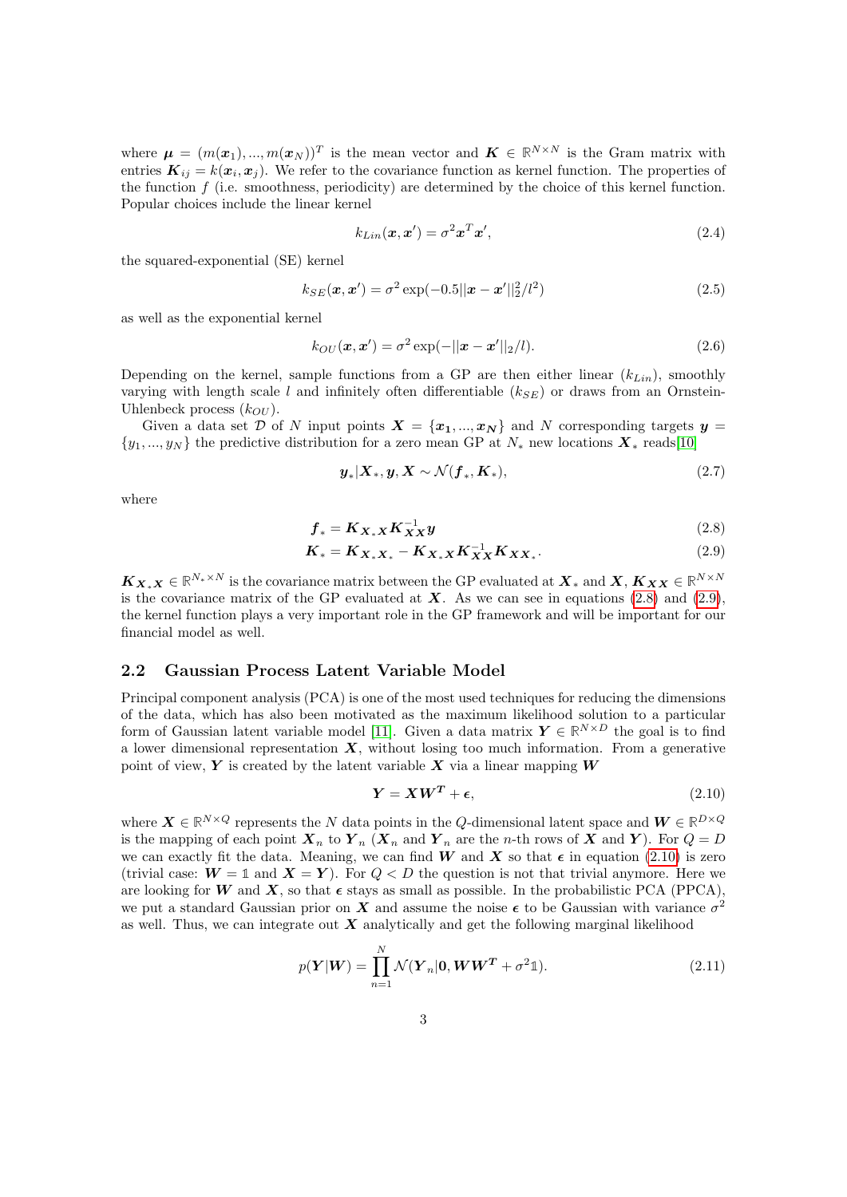where $\boldsymbol{\mu} = (m(\boldsymbol{x}_1), ..., m(\boldsymbol{x}_N))^T$ is the mean vector and $\boldsymbol{K} \in \mathbb{R}^{N \times N}$ is the Gram matrix with entries $\boldsymbol{K}_{ij} = k(\boldsymbol{x}_i, \boldsymbol{x}_j)$. We refer to the covariance function as kernel function. The properties of the function $f$ (i.e. smoothness, periodicity) are determined by the choice of this kernel function. Popular choices include the linear kernel

$$k_{Lin}(\boldsymbol{x}, \boldsymbol{x}') = \sigma^2 \boldsymbol{x}^T \boldsymbol{x}', \tag{2.4}$$

the squared-exponential (SE) kernel

$$k_{SE}(\boldsymbol{x}, \boldsymbol{x}') = \sigma^2 \exp(-0.5||\boldsymbol{x} - \boldsymbol{x}'||_2^2 / l^2) \tag{2.5}$$

as well as the exponential kernel

$$k_{OU}(\boldsymbol{x}, \boldsymbol{x}') = \sigma^2 \exp(-||\boldsymbol{x} - \boldsymbol{x}'||_2 / l). \tag{2.6}$$

Depending on the kernel, sample functions from a GP are then either linear ($k_{Lin}$), smoothly varying with length scale $l$ and infinitely often differentiable ($k_{SE}$) or draws from an Ornstein-Uhlenbeck process ($k_{OU}$).

Given a data set $\mathcal{D}$ of $N$ input points $\boldsymbol{X} = \{\boldsymbol{x_1}, ..., \boldsymbol{x_N}\}$ and $N$ corresponding targets $\boldsymbol{y} = \{y_1, ..., y_N\}$ the predictive distribution for a zero mean GP at $N_*$ new locations $\boldsymbol{X}_*$ reads[10]

$$\boldsymbol{y}_* | \boldsymbol{X}_*, \boldsymbol{y}, \boldsymbol{X} \sim \mathcal{N}(\boldsymbol{f}_*, \boldsymbol{K}_*), \tag{2.7}$$

where

$$\boldsymbol{f}_* = \boldsymbol{K}_{\boldsymbol{X}_* \boldsymbol{X}} \boldsymbol{K}_{\boldsymbol{X}\boldsymbol{X}}^{-1} \boldsymbol{y} \tag{2.8}$$

$$\boldsymbol{K}_* = \boldsymbol{K}_{\boldsymbol{X}_* \boldsymbol{X}_*} - \boldsymbol{K}_{\boldsymbol{X}_* \boldsymbol{X}} \boldsymbol{K}_{\boldsymbol{X}\boldsymbol{X}}^{-1} \boldsymbol{K}_{\boldsymbol{X}\boldsymbol{X}_*}. \tag{2.9}$$

$\boldsymbol{K}_{\boldsymbol{X}_* \boldsymbol{X}} \in \mathbb{R}^{N_* \times N}$ is the covariance matrix between the GP evaluated at $\boldsymbol{X}_*$ and $\boldsymbol{X}$, $\boldsymbol{K}_{\boldsymbol{X}\boldsymbol{X}} \in \mathbb{R}^{N \times N}$ is the covariance matrix of the GP evaluated at $\boldsymbol{X}$. As we can see in equations (2.8) and (2.9), the kernel function plays a very important role in the GP framework and will be important for our financial model as well.

## 2.2 Gaussian Process Latent Variable Model

Principal component analysis (PCA) is one of the most used techniques for reducing the dimensions of the data, which has also been motivated as the maximum likelihood solution to a particular form of Gaussian latent variable model [11]. Given a data matrix $\boldsymbol{Y} \in \mathbb{R}^{N \times D}$ the goal is to find a lower dimensional representation $\boldsymbol{X}$, without losing too much information. From a generative point of view, $\boldsymbol{Y}$ is created by the latent variable $\boldsymbol{X}$ via a linear mapping $\boldsymbol{W}$

$$\boldsymbol{Y} = \boldsymbol{X}\boldsymbol{W}^{\boldsymbol{T}} + \boldsymbol{\epsilon}, \tag{2.10}$$

where $\boldsymbol{X} \in \mathbb{R}^{N \times Q}$ represents the $N$ data points in the $Q$-dimensional latent space and $\boldsymbol{W} \in \mathbb{R}^{D \times Q}$ is the mapping of each point $\boldsymbol{X}_n$ to $\boldsymbol{Y}_n$ ($\boldsymbol{X}_n$ and $\boldsymbol{Y}_n$ are the $n$-th rows of $\boldsymbol{X}$ and $\boldsymbol{Y}$). For $Q = D$ we can exactly fit the data. Meaning, we can find $\boldsymbol{W}$ and $\boldsymbol{X}$ so that $\boldsymbol{\epsilon}$ in equation (2.10) is zero (trivial case: $\boldsymbol{W} = \mathbb{1}$ and $\boldsymbol{X} = \boldsymbol{Y}$). For $Q < D$ the question is not that trivial anymore. Here we are looking for $\boldsymbol{W}$ and $\boldsymbol{X}$, so that $\boldsymbol{\epsilon}$ stays as small as possible. In the probabilistic PCA (PPCA), we put a standard Gaussian prior on $\boldsymbol{X}$ and assume the noise $\boldsymbol{\epsilon}$ to be Gaussian with variance $\sigma^2$ as well. Thus, we can integrate out $\boldsymbol{X}$ analytically and get the following marginal likelihood

$$p(\boldsymbol{Y}|\boldsymbol{W}) = \prod_{n=1}^{N} \mathcal{N}(\boldsymbol{Y}_n | \boldsymbol{0}, \boldsymbol{W}\boldsymbol{W}^{\boldsymbol{T}} + \sigma^2 \mathbb{1}). \tag{2.11}$$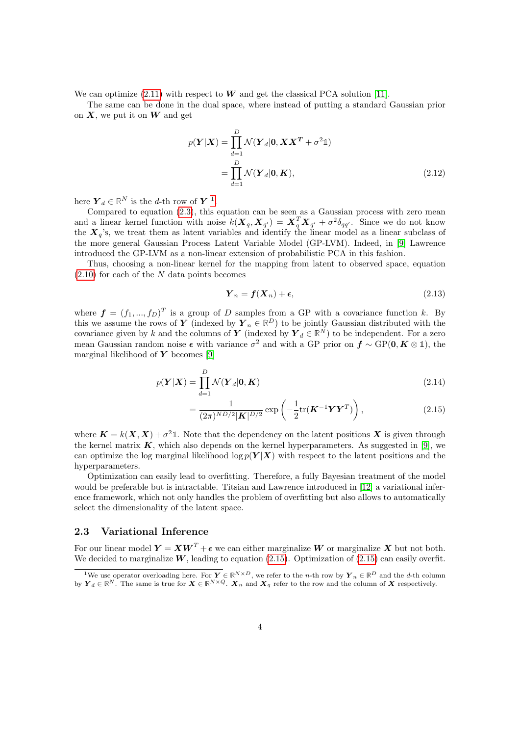We can optimize (2.11) with respect to $\boldsymbol{W}$ and get the classical PCA solution [11].

The same can be done in the dual space, where instead of putting a standard Gaussian prior on $\boldsymbol{X}$, we put it on $\boldsymbol{W}$ and get

$$
\begin{aligned}
p(\boldsymbol{Y}|\boldsymbol{X}) &= \prod_{d=1}^{D} \mathcal{N}(\boldsymbol{Y}_d|\boldsymbol{0}, \boldsymbol{X}\boldsymbol{X}^{\boldsymbol{T}} + \sigma^2 \mathbb{1}) \\
&= \prod_{d=1}^{D} \mathcal{N}(\boldsymbol{Y}_d|\boldsymbol{0}, \boldsymbol{K}),
\end{aligned} \tag{2.12}
$$

here $\boldsymbol{Y}_d \in \mathbb{R}^N$ is the $d$-th row of $\boldsymbol{Y}$ [1].

Compared to equation (2.3), this equation can be seen as a Gaussian process with zero mean and a linear kernel function with noise $k(\boldsymbol{X}_q, \boldsymbol{X}_{q'}) = \boldsymbol{X}_q^T \boldsymbol{X}_{q'} + \sigma^2 \delta_{qq'}$. Since we do not know the $\boldsymbol{X}_q$'s, we treat them as latent variables and identify the linear model as a linear subclass of the more general Gaussian Process Latent Variable Model (GP-LVM). Indeed, in [9] Lawrence introduced the GP-LVM as a non-linear extension of probabilistic PCA in this fashion.

Thus, choosing a non-linear kernel for the mapping from latent to observed space, equation (2.10) for each of the $N$ data points becomes

$$
\boldsymbol{Y}_n = \boldsymbol{f}(\boldsymbol{X}_n) + \boldsymbol{\epsilon}, \tag{2.13}
$$

where $\boldsymbol{f} = (f_1, ..., f_D)^T$ is a group of $D$ samples from a GP with a covariance function $k$. By this we assume the rows of $\boldsymbol{Y}$ (indexed by $\boldsymbol{Y}_n \in \mathbb{R}^D$) to be jointly Gaussian distributed with the covariance given by $k$ and the columns of $\boldsymbol{Y}$ (indexed by $\boldsymbol{Y}_d \in \mathbb{R}^N$) to be independent. For a zero mean Gaussian random noise $\boldsymbol{\epsilon}$ with variance $\sigma^2$ and with a GP prior on $\boldsymbol{f} \sim \mathrm{GP}(\boldsymbol{0}, \boldsymbol{K} \otimes \mathbb{1})$, the marginal likelihood of $\boldsymbol{Y}$ becomes [9]

$$
\begin{aligned}
p(\boldsymbol{Y}|\boldsymbol{X}) &= \prod_{d=1}^{D} \mathcal{N}(\boldsymbol{Y}_d|\boldsymbol{0}, \boldsymbol{K}) &(2.14)\\
&= \frac{1}{(2\pi)^{ND/2} |\boldsymbol{K}|^{D/2}} \exp\left(-\frac{1}{2}\mathrm{tr}(\boldsymbol{K}^{-1}\boldsymbol{Y}\boldsymbol{Y}^T)\right), &(2.15)
\end{aligned}
$$

where $\boldsymbol{K} = k(\boldsymbol{X}, \boldsymbol{X}) + \sigma^2 \mathbb{1}$. Note that the dependency on the latent positions $\boldsymbol{X}$ is given through the kernel matrix $\boldsymbol{K}$, which also depends on the kernel hyperparameters. As suggested in [9], we can optimize the log marginal likelihood $\log p(\boldsymbol{Y}|\boldsymbol{X})$ with respect to the latent positions and the hyperparameters.

Optimization can easily lead to overfitting. Therefore, a fully Bayesian treatment of the model would be preferable but is intractable. Titsian and Lawrence introduced in [12] a variational inference framework, which not only handles the problem of overfitting but also allows to automatically select the dimensionality of the latent space.

## 2.3 Variational Inference

For our linear model $\boldsymbol{Y} = \boldsymbol{X}\boldsymbol{W}^T + \boldsymbol{\epsilon}$ we can either marginalize $\boldsymbol{W}$ or marginalize $\boldsymbol{X}$ but not both. We decided to marginalize $\boldsymbol{W}$, leading to equation (2.15). Optimization of (2.15) can easily overfit.

[1] We use operator overloading here. For $\boldsymbol{Y} \in \mathbb{R}^{N \times D}$, we refer to the $n$-th row by $\boldsymbol{Y}_n \in \mathbb{R}^D$ and the $d$-th column by $\boldsymbol{Y}_d \in \mathbb{R}^N$. The same is true for $\boldsymbol{X} \in \mathbb{R}^{N \times Q}$. $\boldsymbol{X}_n$ and $\boldsymbol{X}_q$ refer to the row and the column of $\boldsymbol{X}$ respectively.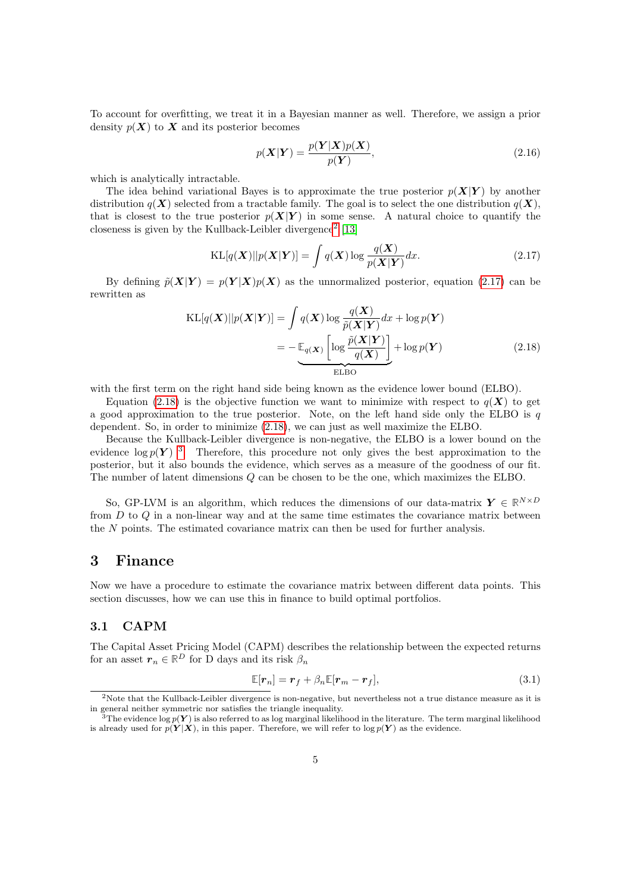To account for overfitting, we treat it in a Bayesian manner as well. Therefore, we assign a prior density $p(\boldsymbol{X})$ to $\boldsymbol{X}$ and its posterior becomes

$$p(\boldsymbol{X}|\boldsymbol{Y}) = \frac{p(\boldsymbol{Y}|\boldsymbol{X})p(\boldsymbol{X})}{p(\boldsymbol{Y})}, \tag{2.16}$$

which is analytically intractable.

The idea behind variational Bayes is to approximate the true posterior $p(\boldsymbol{X}|\boldsymbol{Y})$ by another distribution $q(\boldsymbol{X})$ selected from a tractable family. The goal is to select the one distribution $q(\boldsymbol{X})$, that is closest to the true posterior $p(\boldsymbol{X}|\boldsymbol{Y})$ in some sense. A natural choice to quantify the closeness is given by the Kullback-Leibler divergence[2] [13]

$$\text{KL}[q(\boldsymbol{X})||p(\boldsymbol{X}|\boldsymbol{Y})] = \int q(\boldsymbol{X}) \log \frac{q(\boldsymbol{X})}{p(\boldsymbol{X}|\boldsymbol{Y})} dx. \tag{2.17}$$

By defining $\tilde{p}(\boldsymbol{X}|\boldsymbol{Y}) = p(\boldsymbol{Y}|\boldsymbol{X})p(\boldsymbol{X})$ as the unnormalized posterior, equation (2.17) can be rewritten as

$$\begin{aligned}
\text{KL}[q(\boldsymbol{X})||p(\boldsymbol{X}|\boldsymbol{Y})] &= \int q(\boldsymbol{X}) \log \frac{q(\boldsymbol{X})}{\tilde{p}(\boldsymbol{X}|\boldsymbol{Y})} dx + \log p(\boldsymbol{Y}) \\
&= -\underbrace{\mathbb{E}_{q(\boldsymbol{X})}\left[\log \frac{\tilde{p}(\boldsymbol{X}|\boldsymbol{Y})}{q(\boldsymbol{X})}\right]}_{\text{ELBO}} + \log p(\boldsymbol{Y})
\end{aligned} \tag{2.18}$$

with the first term on the right hand side being known as the evidence lower bound (ELBO).

Equation (2.18) is the objective function we want to minimize with respect to $q(\boldsymbol{X})$ to get a good approximation to the true posterior. Note, on the left hand side only the ELBO is $q$ dependent. So, in order to minimize (2.18), we can just as well maximize the ELBO.

Because the Kullback-Leibler divergence is non-negative, the ELBO is a lower bound on the evidence $\log p(\boldsymbol{Y})$ [3]. Therefore, this procedure not only gives the best approximation to the posterior, but it also bounds the evidence, which serves as a measure of the goodness of our fit. The number of latent dimensions $Q$ can be chosen to be the one, which maximizes the ELBO.

So, GP-LVM is an algorithm, which reduces the dimensions of our data-matrix $\boldsymbol{Y} \in \mathbb{R}^{N \times D}$ from $D$ to $Q$ in a non-linear way and at the same time estimates the covariance matrix between the $N$ points. The estimated covariance matrix can then be used for further analysis.

# 3 Finance

Now we have a procedure to estimate the covariance matrix between different data points. This section discusses, how we can use this in finance to build optimal portfolios.

## 3.1 CAPM

The Capital Asset Pricing Model (CAPM) describes the relationship between the expected returns for an asset $\boldsymbol{r}_n \in \mathbb{R}^D$ for D days and its risk $\beta_n$

$$\mathbb{E}[\boldsymbol{r}_n] = \boldsymbol{r}_f + \beta_n \mathbb{E}[\boldsymbol{r}_m - \boldsymbol{r}_f], \tag{3.1}$$

[2] Note that the Kullback-Leibler divergence is non-negative, but nevertheless not a true distance measure as it is in general neither symmetric nor satisfies the triangle inequality.

[3] The evidence $\log p(\boldsymbol{Y})$ is also referred to as log marginal likelihood in the literature. The term marginal likelihood is already used for $p(\boldsymbol{Y}|\boldsymbol{X})$, in this paper. Therefore, we will refer to $\log p(\boldsymbol{Y})$ as the evidence.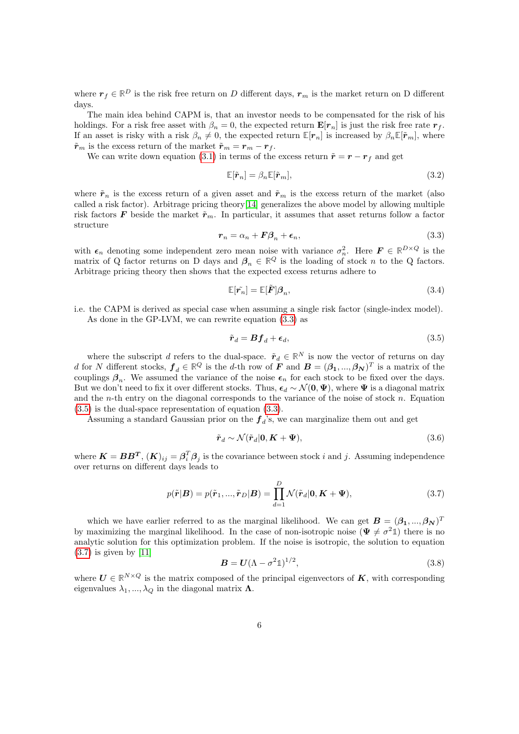where $\boldsymbol{r}_f \in \mathbb{R}^D$ is the risk free return on $D$ different days, $\boldsymbol{r}_m$ is the market return on D different days.

The main idea behind CAPM is, that an investor needs to be compensated for the risk of his holdings. For a risk free asset with $\beta_n = 0$, the expected return $\mathbf{E}[\boldsymbol{r}_n]$ is just the risk free rate $\boldsymbol{r}_f$. If an asset is risky with a risk $\beta_n \neq 0$, the expected return $\mathbb{E}[\boldsymbol{r}_n]$ is increased by $\beta_n \mathbb{E}[\tilde{\boldsymbol{r}}_m]$, where $\tilde{\boldsymbol{r}}_m$ is the excess return of the market $\tilde{\boldsymbol{r}}_m = \boldsymbol{r}_m - \boldsymbol{r}_f$.

We can write down equation (3.1) in terms of the excess return $\tilde{\boldsymbol{r}} = \boldsymbol{r} - \boldsymbol{r}_f$ and get

$$\mathbb{E}[\tilde{\boldsymbol{r}}_n] = \beta_n \mathbb{E}[\tilde{\boldsymbol{r}}_m], \tag{3.2}$$

where $\tilde{\boldsymbol{r}}_n$ is the excess return of a given asset and $\tilde{\boldsymbol{r}}_m$ is the excess return of the market (also called a risk factor). Arbitrage pricing theory[14] generalizes the above model by allowing multiple risk factors $\boldsymbol{F}$ beside the market $\tilde{\boldsymbol{r}}_m$. In particular, it assumes that asset returns follow a factor structure

$$\boldsymbol{r}_n = \alpha_n + \boldsymbol{F}\boldsymbol{\beta}_n + \boldsymbol{\epsilon}_n, \tag{3.3}$$

with $\boldsymbol{\epsilon}_n$ denoting some independent zero mean noise with variance $\sigma_n^2$. Here $\boldsymbol{F} \in \mathbb{R}^{D \times Q}$ is the matrix of Q factor returns on D days and $\boldsymbol{\beta}_n \in \mathbb{R}^Q$ is the loading of stock $n$ to the Q factors. Arbitrage pricing theory then shows that the expected excess returns adhere to

$$\mathbb{E}[\tilde{\boldsymbol{r}_n}] = \mathbb{E}[\tilde{\boldsymbol{F}}]\boldsymbol{\beta}_n, \tag{3.4}$$

i.e. the CAPM is derived as special case when assuming a single risk factor (single-index model).

As done in the GP-LVM, we can rewrite equation (3.3) as

$$\tilde{\boldsymbol{r}}_d = \boldsymbol{B}\boldsymbol{f}_d + \boldsymbol{\epsilon}_d, \tag{3.5}$$

where the subscript $d$ refers to the dual-space. $\tilde{\boldsymbol{r}}_d \in \mathbb{R}^N$ is now the vector of returns on day $d$ for $N$ different stocks, $\boldsymbol{f}_d \in \mathbb{R}^Q$ is the $d$-th row of $\boldsymbol{F}$ and $\boldsymbol{B} = (\boldsymbol{\beta_1}, ..., \boldsymbol{\beta_N})^T$ is a matrix of the couplings $\boldsymbol{\beta}_n$. We assumed the variance of the noise $\boldsymbol{\epsilon}_n$ for each stock to be fixed over the days. But we don't need to fix it over different stocks. Thus, $\boldsymbol{\epsilon}_d \sim \mathcal{N}(\boldsymbol{0}, \boldsymbol{\Psi})$, where $\boldsymbol{\Psi}$ is a diagonal matrix and the $n$-th entry on the diagonal corresponds to the variance of the noise of stock $n$. Equation (3.5) is the dual-space representation of equation (3.3).

Assuming a standard Gaussian prior on the $\boldsymbol{f}_d$'s, we can marginalize them out and get

$$\tilde{\boldsymbol{r}}_d \sim \mathcal{N}(\tilde{\boldsymbol{r}}_d|\boldsymbol{0}, \boldsymbol{K} + \boldsymbol{\Psi}), \tag{3.6}$$

where $\boldsymbol{K} = \boldsymbol{B}\boldsymbol{B}^{\boldsymbol{T}}$, $(\boldsymbol{K})_{ij} = \boldsymbol{\beta}_i^T \boldsymbol{\beta}_j$ is the covariance between stock $i$ and $j$. Assuming independence over returns on different days leads to

$$p(\tilde{\boldsymbol{r}}|\boldsymbol{B}) = p(\tilde{\boldsymbol{r}}_1, ..., \tilde{\boldsymbol{r}}_D|\boldsymbol{B}) = \prod_{d=1}^{D} \mathcal{N}(\tilde{\boldsymbol{r}}_d|\boldsymbol{0}, \boldsymbol{K} + \boldsymbol{\Psi}), \tag{3.7}$$

which we have earlier referred to as the marginal likelihood. We can get $\boldsymbol{B} = (\boldsymbol{\beta_1}, ..., \boldsymbol{\beta_N})^T$ by maximizing the marginal likelihood. In the case of non-isotropic noise ($\boldsymbol{\Psi} \neq \sigma^2 \mathbb{1}$) there is no analytic solution for this optimization problem. If the noise is isotropic, the solution to equation (3.7) is given by [11]

$$\boldsymbol{B} = \boldsymbol{U}(\Lambda - \sigma^2 \mathbb{1})^{1/2}, \tag{3.8}$$

where $\boldsymbol{U} \in \mathbb{R}^{N \times Q}$ is the matrix composed of the principal eigenvectors of $\boldsymbol{K}$, with corresponding eigenvalues $\lambda_1, ..., \lambda_Q$ in the diagonal matrix $\boldsymbol{\Lambda}$.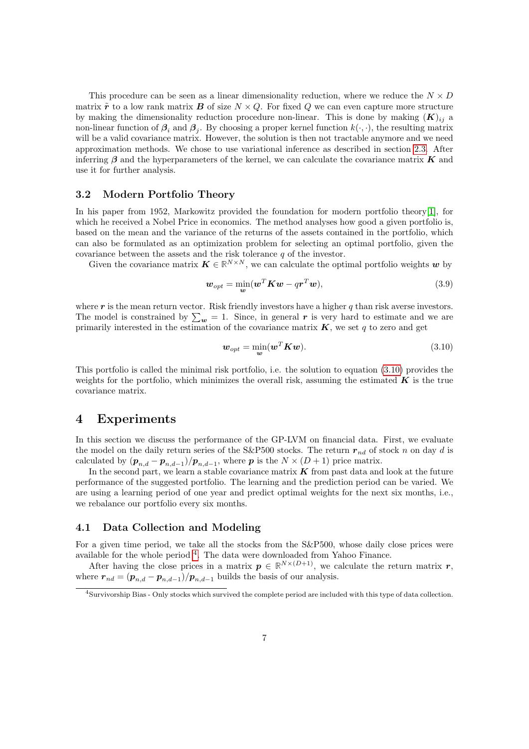This procedure can be seen as a linear dimensionality reduction, where we reduce the $N \times D$ matrix $\tilde{\boldsymbol{r}}$ to a low rank matrix $\boldsymbol{B}$ of size $N \times Q$. For fixed $Q$ we can even capture more structure by making the dimensionality reduction procedure non-linear. This is done by making $(\boldsymbol{K})_{ij}$ a non-linear function of $\boldsymbol{\beta}_i$ and $\boldsymbol{\beta}_j$. By choosing a proper kernel function $k(\cdot,\cdot)$, the resulting matrix will be a valid covariance matrix. However, the solution is then not tractable anymore and we need approximation methods. We chose to use variational inference as described in section 2.3. After inferring $\boldsymbol{\beta}$ and the hyperparameters of the kernel, we can calculate the covariance matrix $\boldsymbol{K}$ and use it for further analysis.

### 3.2 Modern Portfolio Theory

In his paper from 1952, Markowitz provided the foundation for modern portfolio theory[1], for which he received a Nobel Price in economics. The method analyses how good a given portfolio is, based on the mean and the variance of the returns of the assets contained in the portfolio, which can also be formulated as an optimization problem for selecting an optimal portfolio, given the covariance between the assets and the risk tolerance $q$ of the investor.

Given the covariance matrix $\boldsymbol{K} \in \mathbb{R}^{N \times N}$, we can calculate the optimal portfolio weights $\boldsymbol{w}$ by

$$\boldsymbol{w}_{opt} = \min_{\boldsymbol{w}}(\boldsymbol{w}^T \boldsymbol{K} \boldsymbol{w} - q \boldsymbol{r}^T \boldsymbol{w}), \tag{3.9}$$

where $\boldsymbol{r}$ is the mean return vector. Risk friendly investors have a higher $q$ than risk averse investors. The model is constrained by $\sum_{\boldsymbol{w}} = 1$. Since, in general $\boldsymbol{r}$ is very hard to estimate and we are primarily interested in the estimation of the covariance matrix $\boldsymbol{K}$, we set $q$ to zero and get

$$\boldsymbol{w}_{opt} = \min_{\boldsymbol{w}}(\boldsymbol{w}^T \boldsymbol{K} \boldsymbol{w}). \tag{3.10}$$

This portfolio is called the minimal risk portfolio, i.e. the solution to equation (3.10) provides the weights for the portfolio, which minimizes the overall risk, assuming the estimated $\boldsymbol{K}$ is the true covariance matrix.

## 4 Experiments

In this section we discuss the performance of the GP-LVM on financial data. First, we evaluate the model on the daily return series of the S&P500 stocks. The return $\boldsymbol{r}_{nd}$ of stock $n$ on day $d$ is calculated by $(\boldsymbol{p}_{n,d} - \boldsymbol{p}_{n,d-1})/\boldsymbol{p}_{n,d-1}$, where $\boldsymbol{p}$ is the $N \times (D+1)$ price matrix.

In the second part, we learn a stable covariance matrix $\boldsymbol{K}$ from past data and look at the future performance of the suggested portfolio. The learning and the prediction period can be varied. We are using a learning period of one year and predict optimal weights for the next six months, i.e., we rebalance our portfolio every six months.

### 4.1 Data Collection and Modeling

For a given time period, we take all the stocks from the S&P500, whose daily close prices were available for the whole period [4]. The data were downloaded from Yahoo Finance.

After having the close prices in a matrix $\boldsymbol{p} \in \mathbb{R}^{N \times (D+1)}$, we calculate the return matrix $\boldsymbol{r}$, where $\boldsymbol{r}_{nd} = (\boldsymbol{p}_{n,d} - \boldsymbol{p}_{n,d-1})/\boldsymbol{p}_{n,d-1}$ builds the basis of our analysis.

[4] Survivorship Bias - Only stocks which survived the complete period are included with this type of data collection.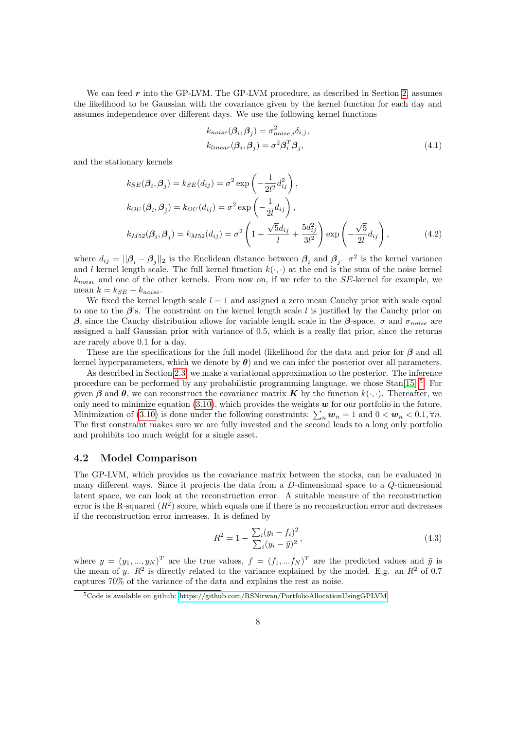We can feed $\boldsymbol{r}$ into the GP-LVM. The GP-LVM procedure, as described in Section 2, assumes the likelihood to be Gaussian with the covariance given by the kernel function for each day and assumes independence over different days. We use the following kernel functions

$$
\begin{aligned}
k_{noise}(\boldsymbol{\beta}_i, \boldsymbol{\beta}_j) &= \sigma^2_{noise,i}\delta_{i,j}, \\
k_{linear}(\boldsymbol{\beta}_i, \boldsymbol{\beta}_j) &= \sigma^2 \boldsymbol{\beta}_i^T \boldsymbol{\beta}_j,
\end{aligned}
\tag{4.1}
$$

and the stationary kernels

$$
\begin{aligned}
k_{SE}(\boldsymbol{\beta}_i, \boldsymbol{\beta}_j) = k_{SE}(d_{ij}) &= \sigma^2 \exp\left(-\frac{1}{2l^2}d_{ij}^2\right), \\
k_{OU}(\boldsymbol{\beta}_i, \boldsymbol{\beta}_j) = k_{OU}(d_{ij}) &= \sigma^2 \exp\left(-\frac{1}{2l}d_{ij}\right), \\
k_{M52}(\boldsymbol{\beta}_i, \boldsymbol{\beta}_j) = k_{M52}(d_{ij}) &= \sigma^2 \left(1 + \frac{\sqrt{5}d_{ij}}{l} + \frac{5d_{ij}^2}{3l^2}\right) \exp\left(-\frac{\sqrt{5}}{2l}d_{ij}\right),
\end{aligned}
\tag{4.2}
$$

where $d_{ij} = ||\boldsymbol{\beta}_i - \boldsymbol{\beta}_j||_2$ is the Euclidean distance between $\boldsymbol{\beta}_i$ and $\boldsymbol{\beta}_j$. $\sigma^2$ is the kernel variance and $l$ kernel length scale. The full kernel function $k(\cdot,\cdot)$ at the end is the sum of the noise kernel $k_{noise}$ and one of the other kernels. From now on, if we refer to the $SE$-kernel for example, we mean $k = k_{SE} + k_{noise}$.

We fixed the kernel length scale $l = 1$ and assigned a zero mean Cauchy prior with scale equal to one to the $\boldsymbol{\beta}$'s. The constraint on the kernel length scale $l$ is justified by the Cauchy prior on $\boldsymbol{\beta}$, since the Cauchy distribution allows for variable length scale in the $\boldsymbol{\beta}$-space. $\sigma$ and $\sigma_{noise}$ are assigned a half Gaussian prior with variance of 0.5, which is a really flat prior, since the returns are rarely above 0.1 for a day.

These are the specifications for the full model (likelihood for the data and prior for $\boldsymbol{\beta}$ and all kernel hyperparameters, which we denote by $\boldsymbol{\theta}$) and we can infer the posterior over all parameters.

As described in Section 2.3, we make a variational approximation to the posterior. The inference procedure can be performed by any probabilistic programming language, we chose Stan[15] [5]. For given $\boldsymbol{\beta}$ and $\boldsymbol{\theta}$, we can reconstruct the covariance matrix $\boldsymbol{K}$ by the function $k(\cdot,\cdot)$. Thereafter, we only need to minimize equation (3.10), which provides the weights $\boldsymbol{w}$ for our portfolio in the future. Minimization of (3.10) is done under the following constraints: $\sum_n \boldsymbol{w}_n = 1$ and $0 < \boldsymbol{w}_n < 0.1, \forall n$. The first constraint makes sure we are fully invested and the second leads to a long only portfolio and prohibits too much weight for a single asset.

## 4.2 Model Comparison

The GP-LVM, which provides us the covariance matrix between the stocks, can be evaluated in many different ways. Since it projects the data from a $D$-dimensional space to a $Q$-dimensional latent space, we can look at the reconstruction error. A suitable measure of the reconstruction error is the R-squared ($R^2$) score, which equals one if there is no reconstruction error and decreases if the reconstruction error increases. It is defined by

$$
R^2 = 1 - \frac{\sum_i (y_i - f_i)^2}{\sum_i (y_i - \bar{y})^2},
\tag{4.3}
$$

where $y = (y_1, ..., y_N)^T$ are the true values, $f = (f_1, ... f_N)^T$ are the predicted values and $\bar{y}$ is the mean of $y$. $R^2$ is directly related to the variance explained by the model. E.g. an $R^2$ of 0.7 captures 70% of the variance of the data and explains the rest as noise.

[5] Code is available on github: https://github.com/RSNirwan/PortfolioAllocationUsingGPLVM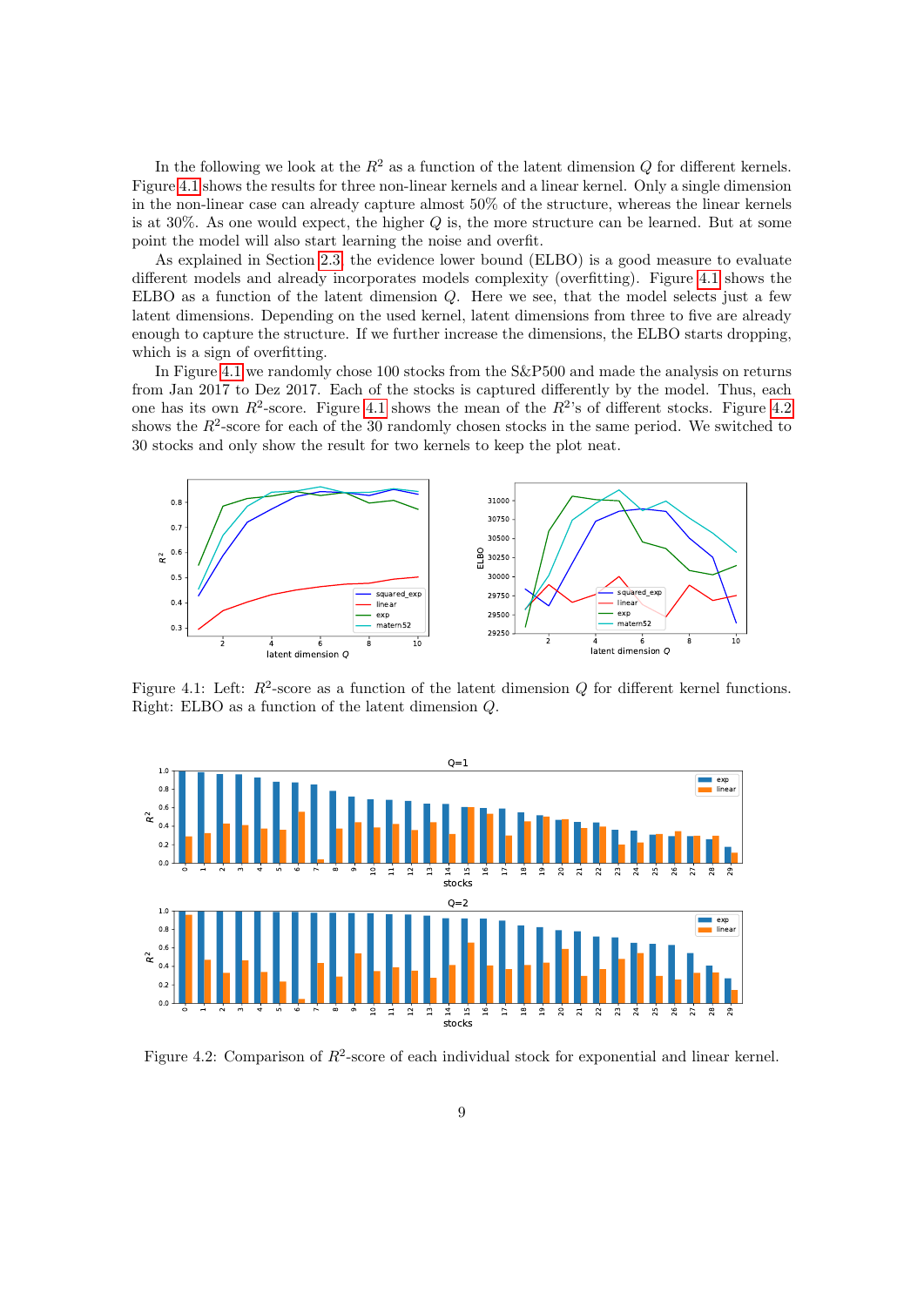In the following we look at the $R^2$ as a function of the latent dimension $Q$ for different kernels. Figure 4.1 shows the results for three non-linear kernels and a linear kernel. Only a single dimension in the non-linear case can already capture almost 50% of the structure, whereas the linear kernels is at 30%. As one would expect, the higher $Q$ is, the more structure can be learned. But at some point the model will also start learning the noise and overfit.

As explained in Section 2.3 the evidence lower bound (ELBO) is a good measure to evaluate different models and already incorporates models complexity (overfitting). Figure 4.1 shows the ELBO as a function of the latent dimension $Q$. Here we see, that the model selects just a few latent dimensions. Depending on the used kernel, latent dimensions from three to five are already enough to capture the structure. If we further increase the dimensions, the ELBO starts dropping, which is a sign of overfitting.

In Figure 4.1 we randomly chose 100 stocks from the S&P500 and made the analysis on returns from Jan 2017 to Dez 2017. Each of the stocks is captured differently by the model. Thus, each one has its own $R^2$-score. Figure 4.1 shows the mean of the $R^2$'s of different stocks. Figure 4.2 shows the $R^2$-score for each of the 30 randomly chosen stocks in the same period. We switched to 30 stocks and only show the result for two kernels to keep the plot neat.

Figure 4.1: Left: $R^2$-score as a function of the latent dimension $Q$ for different kernel functions. Right: ELBO as a function of the latent dimension $Q$.

Figure 4.2: Comparison of $R^2$-score of each individual stock for exponential and linear kernel.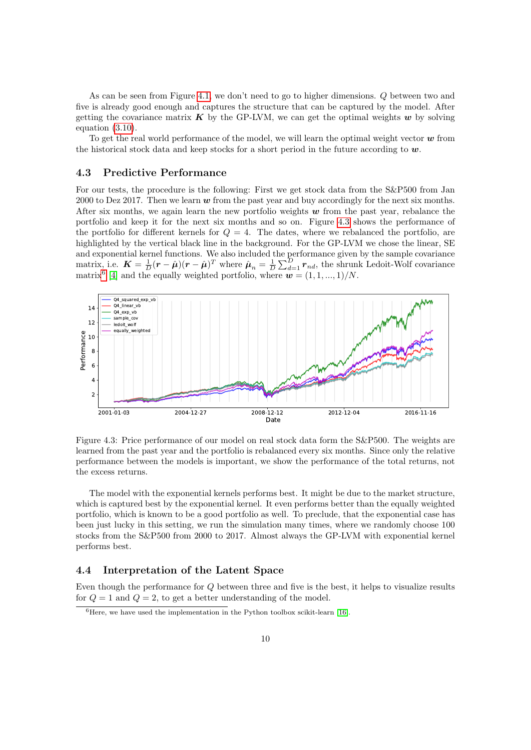As can be seen from Figure 4.1, we don't need to go to higher dimensions. $Q$ between two and five is already good enough and captures the structure that can be captured by the model. After getting the covariance matrix $\boldsymbol{K}$ by the GP-LVM, we can get the optimal weights $\boldsymbol{w}$ by solving equation (3.10).

To get the real world performance of the model, we will learn the optimal weight vector $\boldsymbol{w}$ from the historical stock data and keep stocks for a short period in the future according to $\boldsymbol{w}$.

## 4.3 Predictive Performance

For our tests, the procedure is the following: First we get stock data from the S&P500 from Jan 2000 to Dez 2017. Then we learn $\boldsymbol{w}$ from the past year and buy accordingly for the next six months. After six months, we again learn the new portfolio weights $\boldsymbol{w}$ from the past year, rebalance the portfolio and keep it for the next six months and so on. Figure 4.3 shows the performance of the portfolio for different kernels for $Q = 4$. The dates, where we rebalanced the portfolio, are highlighted by the vertical black line in the background. For the GP-LVM we chose the linear, SE and exponential kernel functions. We also included the performance given by the sample covariance matrix, i.e. $\boldsymbol{K} = \frac{1}{D}(\boldsymbol{r} - \hat{\boldsymbol{\mu}})(\boldsymbol{r} - \hat{\boldsymbol{\mu}})^T$ where $\hat{\boldsymbol{\mu}}_n = \frac{1}{D}\sum_{d=1}^{D} \boldsymbol{r}_{nd}$, the shrunk Ledoit-Wolf covariance matrix[6] [4] and the equally weighted portfolio, where $\boldsymbol{w} = (1, 1, ..., 1)/N$.

Figure 4.3: Price performance of our model on real stock data form the S&P500. The weights are learned from the past year and the portfolio is rebalanced every six months. Since only the relative performance between the models is important, we show the performance of the total returns, not the excess returns.

The model with the exponential kernels performs best. It might be due to the market structure, which is captured best by the exponential kernel. It even performs better than the equally weighted portfolio, which is known to be a good portfolio as well. To preclude, that the exponential case has been just lucky in this setting, we run the simulation many times, where we randomly choose 100 stocks from the S&P500 from 2000 to 2017. Almost always the GP-LVM with exponential kernel performs best.

## 4.4 Interpretation of the Latent Space

Even though the performance for $Q$ between three and five is the best, it helps to visualize results for $Q = 1$ and $Q = 2$, to get a better understanding of the model.

[6]Here, we have used the implementation in the Python toolbox scikit-learn [16].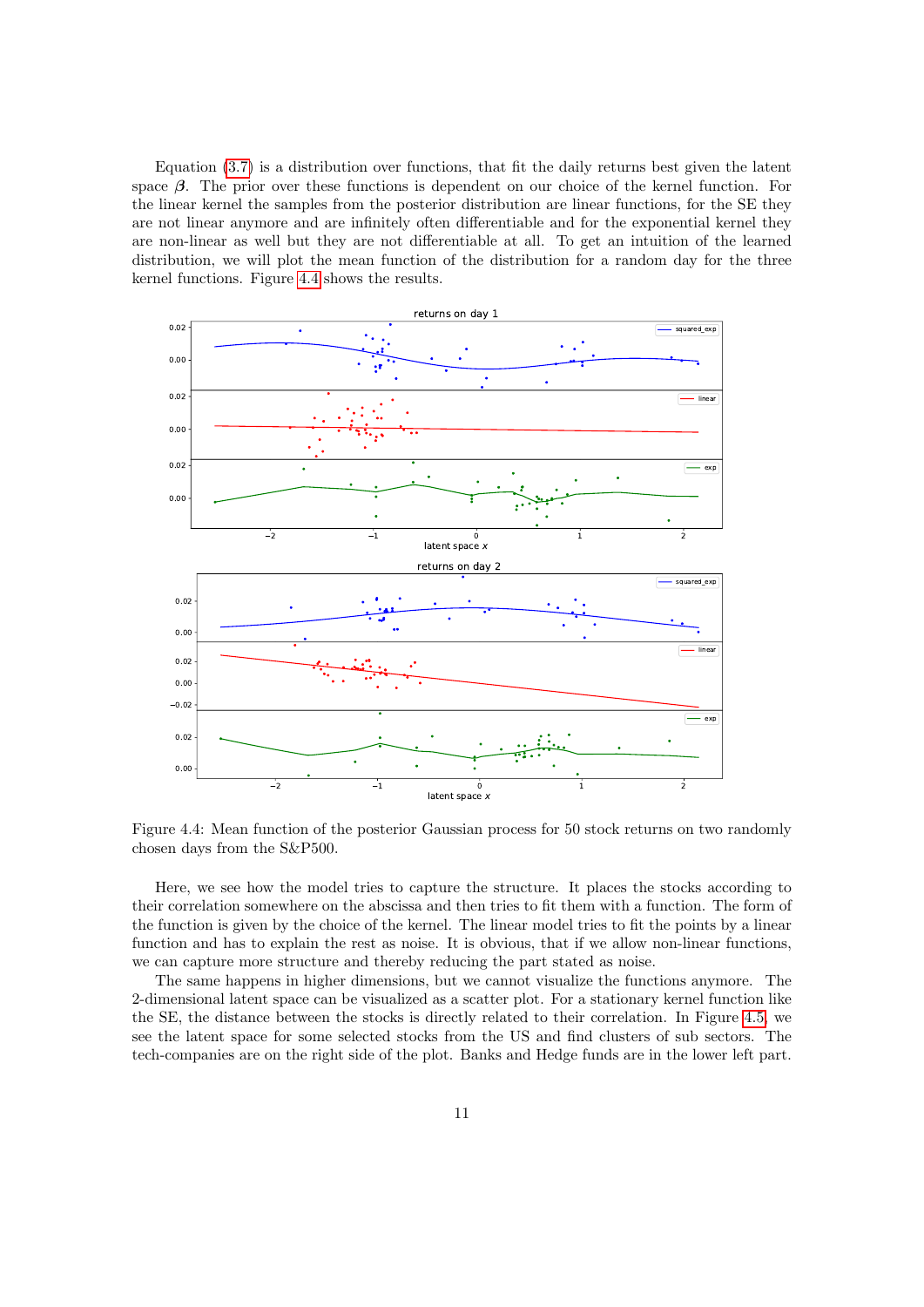Equation (3.7) is a distribution over functions, that fit the daily returns best given the latent space $\boldsymbol{\beta}$. The prior over these functions is dependent on our choice of the kernel function. For the linear kernel the samples from the posterior distribution are linear functions, for the SE they are not linear anymore and are infinitely often differentiable and for the exponential kernel they are non-linear as well but they are not differentiable at all. To get an intuition of the learned distribution, we will plot the mean function of the distribution for a random day for the three kernel functions. Figure 4.4 shows the results.

Figure 4.4: Mean function of the posterior Gaussian process for 50 stock returns on two randomly chosen days from the S&P500.

Here, we see how the model tries to capture the structure. It places the stocks according to their correlation somewhere on the abscissa and then tries to fit them with a function. The form of the function is given by the choice of the kernel. The linear model tries to fit the points by a linear function and has to explain the rest as noise. It is obvious, that if we allow non-linear functions, we can capture more structure and thereby reducing the part stated as noise.

The same happens in higher dimensions, but we cannot visualize the functions anymore. The 2-dimensional latent space can be visualized as a scatter plot. For a stationary kernel function like the SE, the distance between the stocks is directly related to their correlation. In Figure 4.5 we see the latent space for some selected stocks from the US and find clusters of sub sectors. The tech-companies are on the right side of the plot. Banks and Hedge funds are in the lower left part.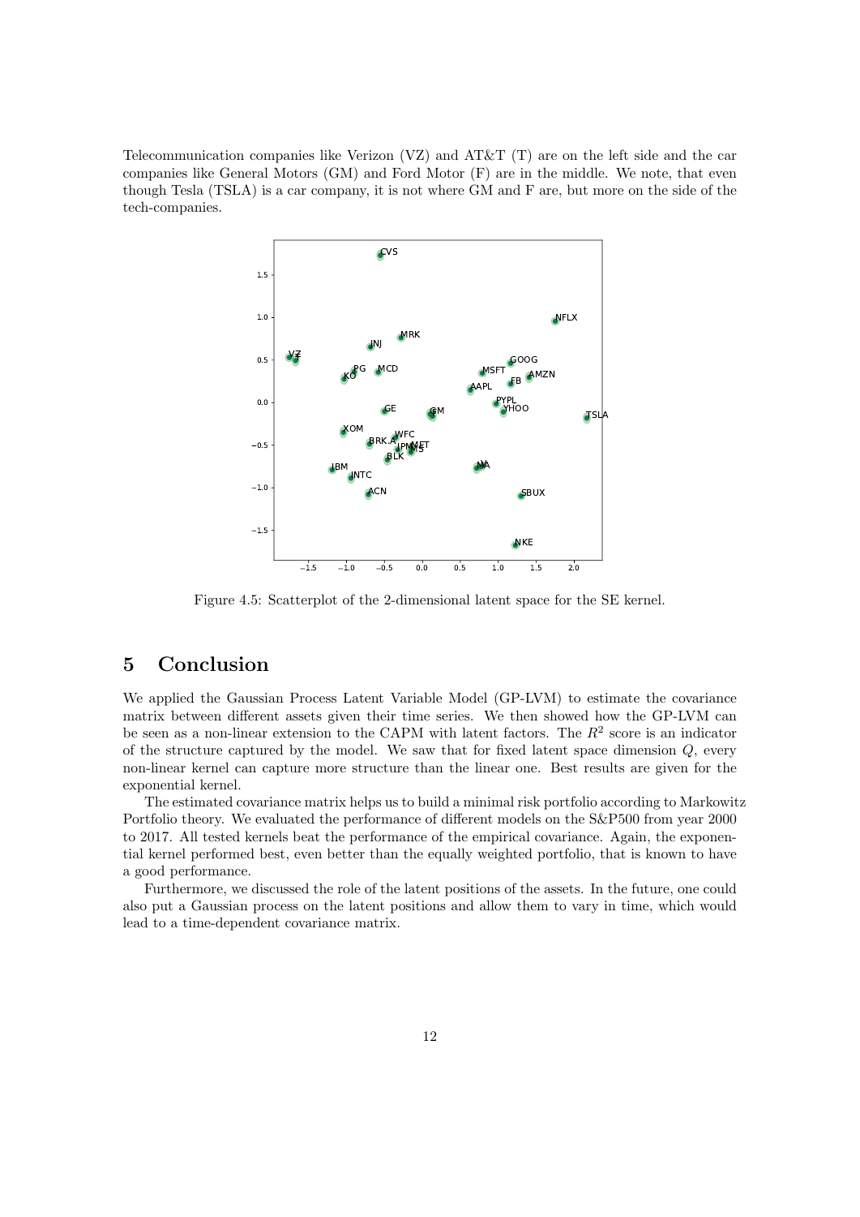Telecommunication companies like Verizon (VZ) and AT&T (T) are on the left side and the car companies like General Motors (GM) and Ford Motor (F) are in the middle. We note, that even though Tesla (TSLA) is a car company, it is not where GM and F are, but more on the side of the tech-companies.

Figure 4.5: Scatterplot of the 2-dimensional latent space for the SE kernel.

# 5 Conclusion

We applied the Gaussian Process Latent Variable Model (GP-LVM) to estimate the covariance matrix between different assets given their time series. We then showed how the GP-LVM can be seen as a non-linear extension to the CAPM with latent factors. The $R^2$ score is an indicator of the structure captured by the model. We saw that for fixed latent space dimension $Q$, every non-linear kernel can capture more structure than the linear one. Best results are given for the exponential kernel.

The estimated covariance matrix helps us to build a minimal risk portfolio according to Markowitz Portfolio theory. We evaluated the performance of different models on the S&P500 from year 2000 to 2017. All tested kernels beat the performance of the empirical covariance. Again, the exponential kernel performed best, even better than the equally weighted portfolio, that is known to have a good performance.

Furthermore, we discussed the role of the latent positions of the assets. In the future, one could also put a Gaussian process on the latent positions and allow them to vary in time, which would lead to a time-dependent covariance matrix.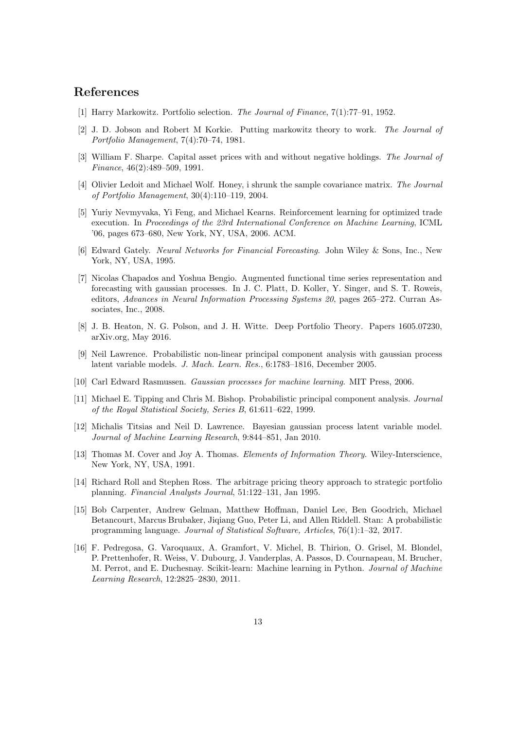## References

[1] Harry Markowitz. Portfolio selection. *The Journal of Finance*, 7(1):77–91, 1952.

[2] J. D. Jobson and Robert M Korkie. Putting markowitz theory to work. *The Journal of Portfolio Management*, 7(4):70–74, 1981.

[3] William F. Sharpe. Capital asset prices with and without negative holdings. *The Journal of Finance*, 46(2):489–509, 1991.

[4] Olivier Ledoit and Michael Wolf. Honey, i shrunk the sample covariance matrix. *The Journal of Portfolio Management*, 30(4):110–119, 2004.

[5] Yuriy Nevmyvaka, Yi Feng, and Michael Kearns. Reinforcement learning for optimized trade execution. In *Proceedings of the 23rd International Conference on Machine Learning*, ICML '06, pages 673–680, New York, NY, USA, 2006. ACM.

[6] Edward Gately. *Neural Networks for Financial Forecasting*. John Wiley & Sons, Inc., New York, NY, USA, 1995.

[7] Nicolas Chapados and Yoshua Bengio. Augmented functional time series representation and forecasting with gaussian processes. In J. C. Platt, D. Koller, Y. Singer, and S. T. Roweis, editors, *Advances in Neural Information Processing Systems 20*, pages 265–272. Curran Associates, Inc., 2008.

[8] J. B. Heaton, N. G. Polson, and J. H. Witte. Deep Portfolio Theory. Papers 1605.07230, arXiv.org, May 2016.

[9] Neil Lawrence. Probabilistic non-linear principal component analysis with gaussian process latent variable models. *J. Mach. Learn. Res.*, 6:1783–1816, December 2005.

[10] Carl Edward Rasmussen. *Gaussian processes for machine learning*. MIT Press, 2006.

[11] Michael E. Tipping and Chris M. Bishop. Probabilistic principal component analysis. *Journal of the Royal Statistical Society, Series B*, 61:611–622, 1999.

[12] Michalis Titsias and Neil D. Lawrence. Bayesian gaussian process latent variable model. *Journal of Machine Learning Research*, 9:844–851, Jan 2010.

[13] Thomas M. Cover and Joy A. Thomas. *Elements of Information Theory*. Wiley-Interscience, New York, NY, USA, 1991.

[14] Richard Roll and Stephen Ross. The arbitrage pricing theory approach to strategic portfolio planning. *Financial Analysts Journal*, 51:122–131, Jan 1995.

[15] Bob Carpenter, Andrew Gelman, Matthew Hoffman, Daniel Lee, Ben Goodrich, Michael Betancourt, Marcus Brubaker, Jiqiang Guo, Peter Li, and Allen Riddell. Stan: A probabilistic programming language. *Journal of Statistical Software, Articles*, 76(1):1–32, 2017.

[16] F. Pedregosa, G. Varoquaux, A. Gramfort, V. Michel, B. Thirion, O. Grisel, M. Blondel, P. Prettenhofer, R. Weiss, V. Dubourg, J. Vanderplas, A. Passos, D. Cournapeau, M. Brucher, M. Perrot, and E. Duchesnay. Scikit-learn: Machine learning in Python. *Journal of Machine Learning Research*, 12:2825–2830, 2011.